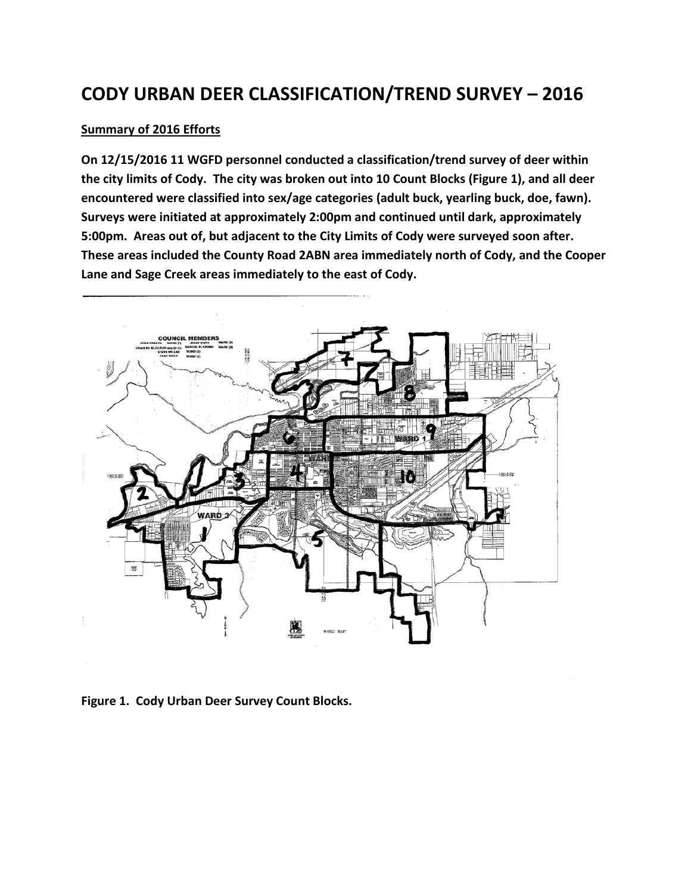# CODY URBAN DEER CLASSIFICATION/TREND SURVEY – 2016

**Summary of 2016 Efforts**

**On 12/15/2016 11 WGFD personnel conducted a classification/trend survey of deer within the city limits of Cody. The city was broken out into 10 Count Blocks (Figure 1), and all deer encountered were classified into sex/age categories (adult buck, yearling buck, doe, fawn). Surveys were initiated at approximately 2:00pm and continued until dark, approximately 5:00pm. Areas out of, but adjacent to the City Limits of Cody were surveyed soon after. These areas included the County Road 2ABN area immediately north of Cody, and the Cooper Lane and Sage Creek areas immediately to the east of Cody.**

**Figure 1. Cody Urban Deer Survey Count Blocks.**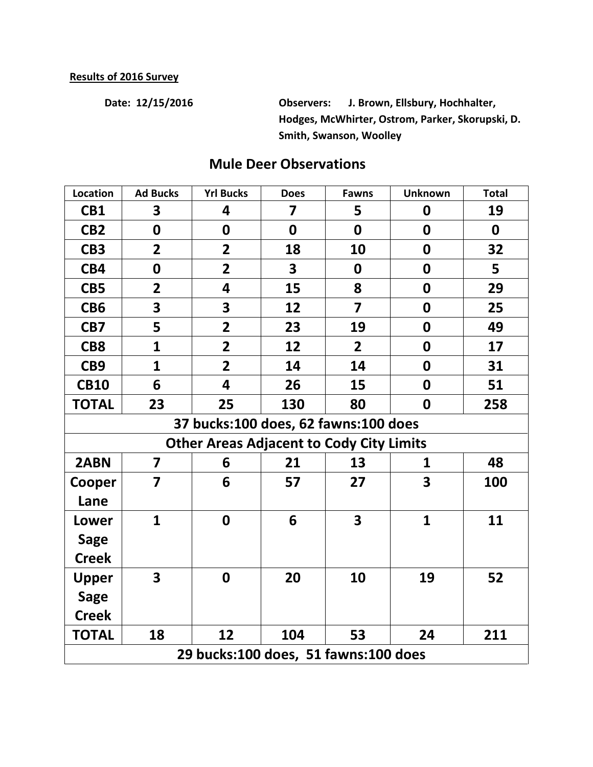**Results of 2016 Survey**

**Date: 12/15/2016**

**Observers: J. Brown, Ellsbury, Hochhalter, Hodges, McWhirter, Ostrom, Parker, Skorupski, D. Smith, Swanson, Woolley**

## Mule Deer Observations

| Location | Ad Bucks | Yrl Bucks | Does | Fawns | Unknown | Total |
|---|---|---|---|---|---|---|
| **CB1** | **3** | **4** | **7** | **5** | **0** | **19** |
| **CB2** | **0** | **0** | **0** | **0** | **0** | **0** |
| **CB3** | **2** | **2** | **18** | **10** | **0** | **32** |
| **CB4** | **0** | **2** | **3** | **0** | **0** | **5** |
| **CB5** | **2** | **4** | **15** | **8** | **0** | **29** |
| **CB6** | **3** | **3** | **12** | **7** | **0** | **25** |
| **CB7** | **5** | **2** | **23** | **19** | **0** | **49** |
| **CB8** | **1** | **2** | **12** | **2** | **0** | **17** |
| **CB9** | **1** | **2** | **14** | **14** | **0** | **31** |
| **CB10** | **6** | **4** | **26** | **15** | **0** | **51** |
| **TOTAL** | **23** | **25** | **130** | **80** | **0** | **258** |
| **37 bucks:100 does, 62 fawns:100 does** | | | | | | |
| **Other Areas Adjacent to Cody City Limits** | | | | | | |
| **2ABN** | **7** | **6** | **21** | **13** | **1** | **48** |
| **Cooper Lane** | **7** | **6** | **57** | **27** | **3** | **100** |
| **Lower Sage Creek** | **1** | **0** | **6** | **3** | **1** | **11** |
| **Upper Sage Creek** | **3** | **0** | **20** | **10** | **19** | **52** |
| **TOTAL** | **18** | **12** | **104** | **53** | **24** | **211** |
| **29 bucks:100 does, 51 fawns:100 does** | | | | | | |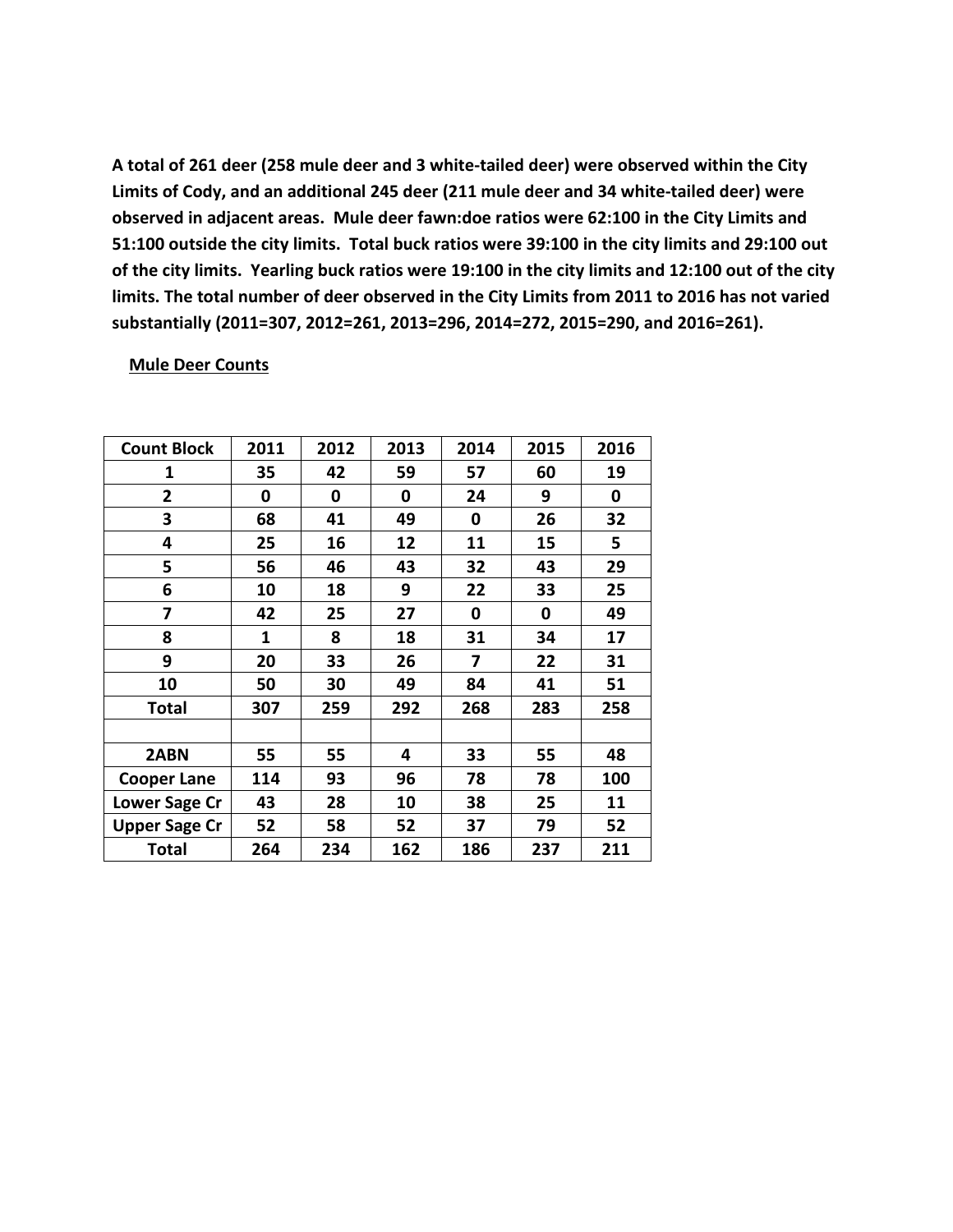**A total of 261 deer (258 mule deer and 3 white-tailed deer) were observed within the City Limits of Cody, and an additional 245 deer (211 mule deer and 34 white-tailed deer) were observed in adjacent areas. Mule deer fawn:doe ratios were 62:100 in the City Limits and 51:100 outside the city limits. Total buck ratios were 39:100 in the city limits and 29:100 out of the city limits. Yearling buck ratios were 19:100 in the city limits and 12:100 out of the city limits. The total number of deer observed in the City Limits from 2011 to 2016 has not varied substantially (2011=307, 2012=261, 2013=296, 2014=272, 2015=290, and 2016=261).**

**Mule Deer Counts**

| Count Block | 2011 | 2012 | 2013 | 2014 | 2015 | 2016 |
|---|---|---|---|---|---|---|
| 1 | 35 | 42 | 59 | 57 | 60 | 19 |
| 2 | 0 | 0 | 0 | 24 | 9 | 0 |
| 3 | 68 | 41 | 49 | 0 | 26 | 32 |
| 4 | 25 | 16 | 12 | 11 | 15 | 5 |
| 5 | 56 | 46 | 43 | 32 | 43 | 29 |
| 6 | 10 | 18 | 9 | 22 | 33 | 25 |
| 7 | 42 | 25 | 27 | 0 | 0 | 49 |
| 8 | 1 | 8 | 18 | 31 | 34 | 17 |
| 9 | 20 | 33 | 26 | 7 | 22 | 31 |
| 10 | 50 | 30 | 49 | 84 | 41 | 51 |
| **Total** | 307 | 259 | 292 | 268 | 283 | 258 |
| | | | | | | |
| 2ABN | 55 | 55 | 4 | 33 | 55 | 48 |
| Cooper Lane | 114 | 93 | 96 | 78 | 78 | 100 |
| Lower Sage Cr | 43 | 28 | 10 | 38 | 25 | 11 |
| Upper Sage Cr | 52 | 58 | 52 | 37 | 79 | 52 |
| **Total** | 264 | 234 | 162 | 186 | 237 | 211 |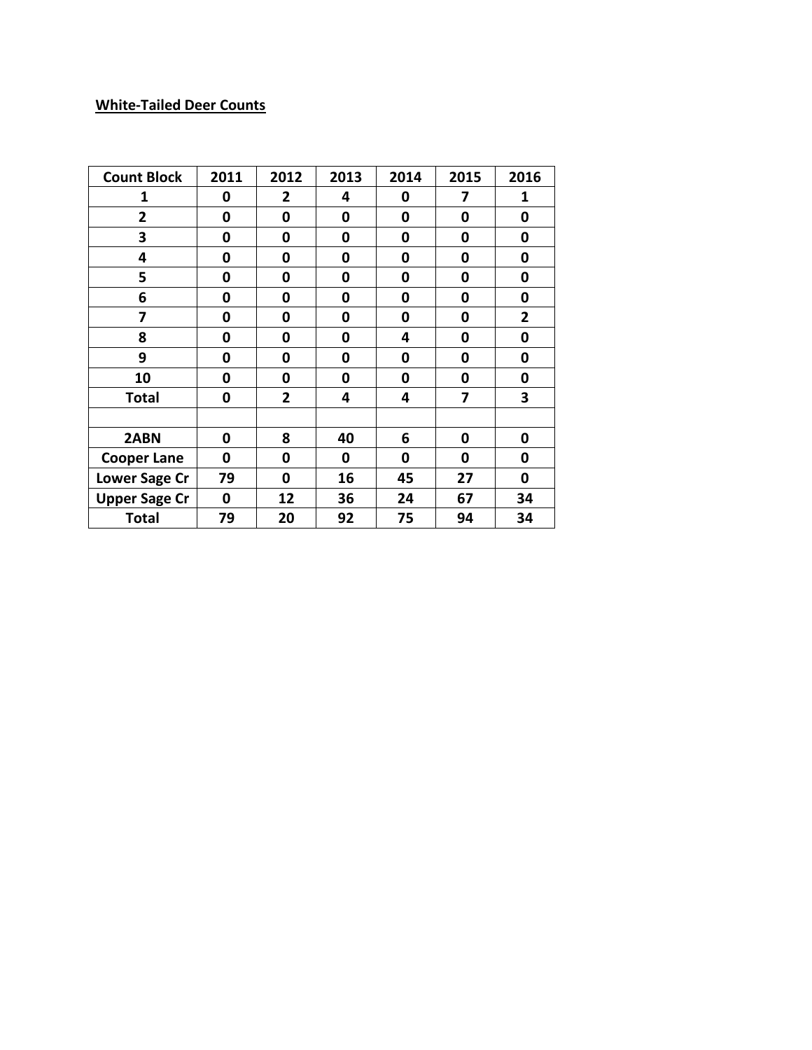**White-Tailed Deer Counts**

| Count Block | 2011 | 2012 | 2013 | 2014 | 2015 | 2016 |
|---|---|---|---|---|---|---|
| **1** | **0** | **2** | **4** | **0** | **7** | **1** |
| **2** | **0** | **0** | **0** | **0** | **0** | **0** |
| **3** | **0** | **0** | **0** | **0** | **0** | **0** |
| **4** | **0** | **0** | **0** | **0** | **0** | **0** |
| **5** | **0** | **0** | **0** | **0** | **0** | **0** |
| **6** | **0** | **0** | **0** | **0** | **0** | **0** |
| **7** | **0** | **0** | **0** | **0** | **0** | **2** |
| **8** | **0** | **0** | **0** | **4** | **0** | **0** |
| **9** | **0** | **0** | **0** | **0** | **0** | **0** |
| **10** | **0** | **0** | **0** | **0** | **0** | **0** |
| **Total** | **0** | **2** | **4** | **4** | **7** | **3** |
| | | | | | | |
| **2ABN** | **0** | **8** | **40** | **6** | **0** | **0** |
| **Cooper Lane** | **0** | **0** | **0** | **0** | **0** | **0** |
| **Lower Sage Cr** | **79** | **0** | **16** | **45** | **27** | **0** |
| **Upper Sage Cr** | **0** | **12** | **36** | **24** | **67** | **34** |
| **Total** | **79** | **20** | **92** | **75** | **94** | **34** |